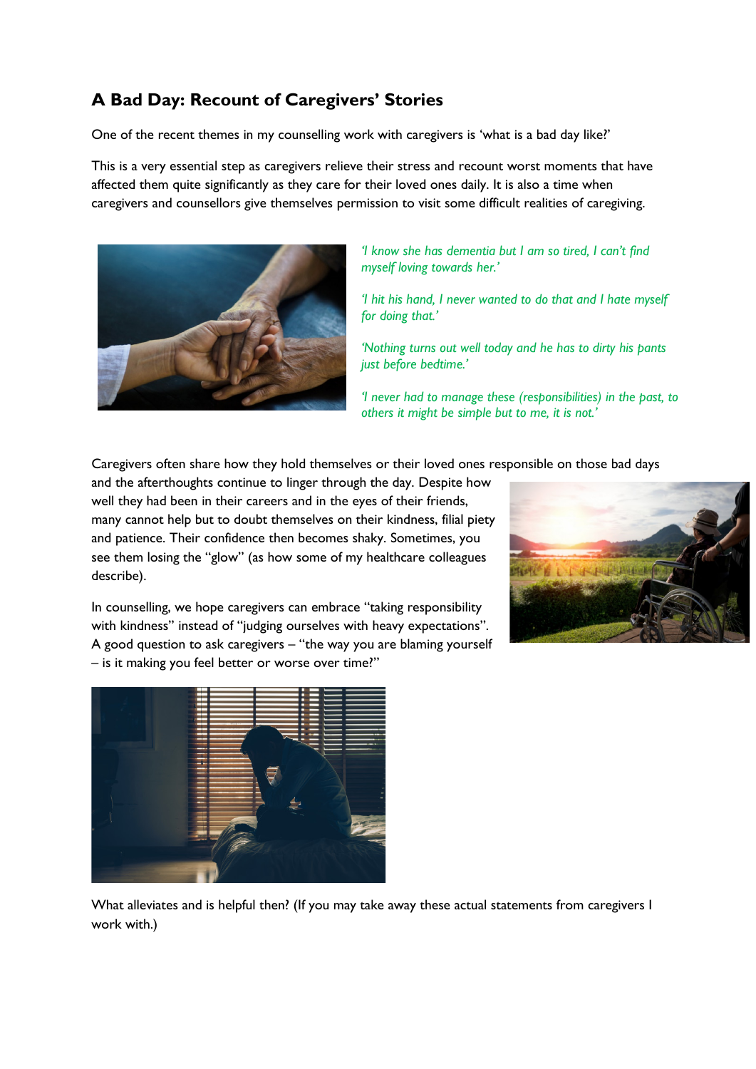## A Bad Day: Recount of Caregivers' Stories

One of the recent themes in my counselling work with caregivers is 'what is a bad day like?'

This is a very essential step as caregivers relieve their stress and recount worst moments that have affected them quite significantly as they care for their loved ones daily. It is also a time when caregivers and counsellors give themselves permission to visit some difficult realities of caregiving.

*'I know she has dementia but I am so tired, I can't find myself loving towards her.'*

*'I hit his hand, I never wanted to do that and I hate myself for doing that.'*

*'Nothing turns out well today and he has to dirty his pants just before bedtime.'*

*'I never had to manage these (responsibilities) in the past, to others it might be simple but to me, it is not.'*

Caregivers often share how they hold themselves or their loved ones responsible on those bad days and the afterthoughts continue to linger through the day. Despite how well they had been in their careers and in the eyes of their friends, many cannot help but to doubt themselves on their kindness, filial piety and patience. Their confidence then becomes shaky. Sometimes, you see them losing the "glow" (as how some of my healthcare colleagues describe).

In counselling, we hope caregivers can embrace "taking responsibility with kindness" instead of "judging ourselves with heavy expectations". A good question to ask caregivers – "the way you are blaming yourself – is it making you feel better or worse over time?"

What alleviates and is helpful then? (If you may take away these actual statements from caregivers I work with.)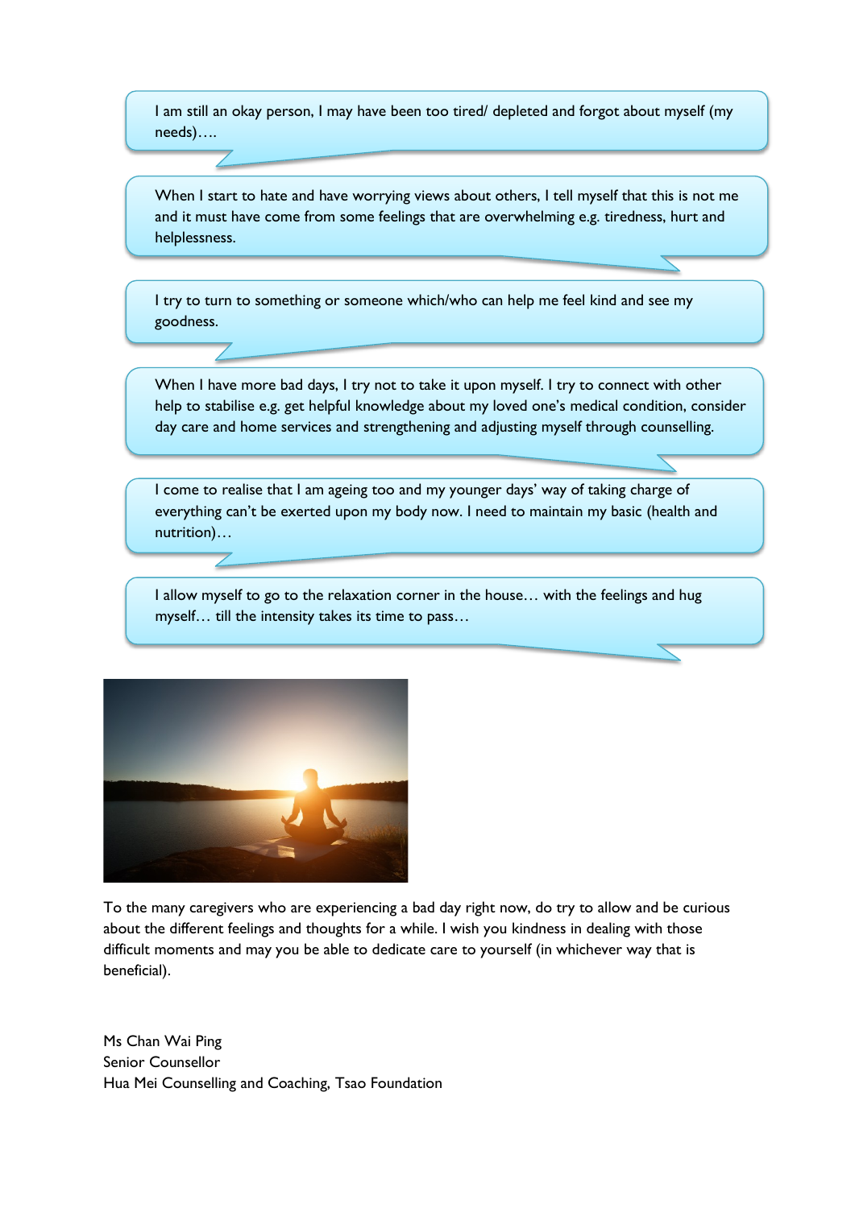I am still an okay person, I may have been too tired/ depleted and forgot about myself (my needs)….

When I start to hate and have worrying views about others, I tell myself that this is not me and it must have come from some feelings that are overwhelming e.g. tiredness, hurt and helplessness.

I try to turn to something or someone which/who can help me feel kind and see my goodness.

When I have more bad days, I try not to take it upon myself. I try to connect with other help to stabilise e.g. get helpful knowledge about my loved one's medical condition, consider day care and home services and strengthening and adjusting myself through counselling.

I come to realise that I am ageing too and my younger days' way of taking charge of everything can't be exerted upon my body now. I need to maintain my basic (health and nutrition)…

I allow myself to go to the relaxation corner in the house… with the feelings and hug myself… till the intensity takes its time to pass…

To the many caregivers who are experiencing a bad day right now, do try to allow and be curious about the different feelings and thoughts for a while. I wish you kindness in dealing with those difficult moments and may you be able to dedicate care to yourself (in whichever way that is beneficial).

Ms Chan Wai Ping
Senior Counsellor
Hua Mei Counselling and Coaching, Tsao Foundation